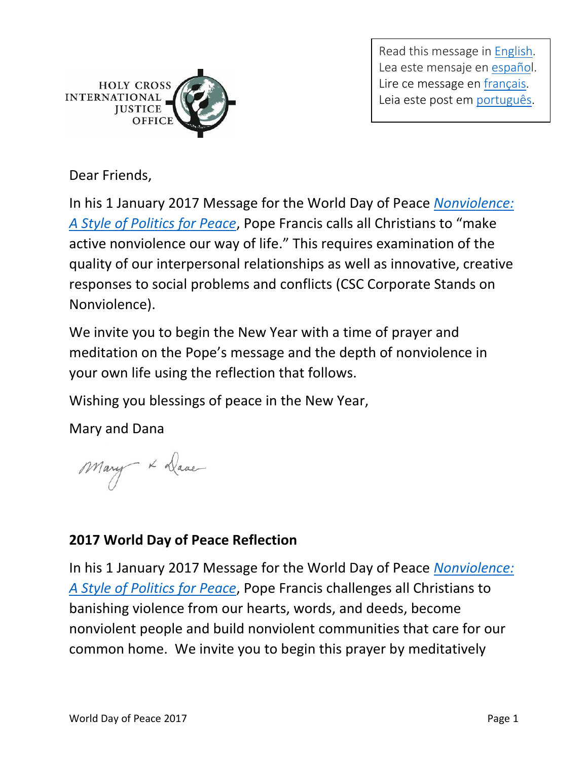HOLY CROSS INTERNATIONAL JUSTICE OFFICE

Read this message in English.
Lea este mensaje en español.
Lire ce message en français.
Leia este post em português.

Dear Friends,

In his 1 January 2017 Message for the World Day of Peace *Nonviolence: A Style of Politics for Peace*, Pope Francis calls all Christians to "make active nonviolence our way of life." This requires examination of the quality of our interpersonal relationships as well as innovative, creative responses to social problems and conflicts (CSC Corporate Stands on Nonviolence).

We invite you to begin the New Year with a time of prayer and meditation on the Pope's message and the depth of nonviolence in your own life using the reflection that follows.

Wishing you blessings of peace in the New Year,

Mary and Dana

Mary & Dana

**2017 World Day of Peace Reflection**

In his 1 January 2017 Message for the World Day of Peace *Nonviolence: A Style of Politics for Peace*, Pope Francis challenges all Christians to banishing violence from our hearts, words, and deeds, become nonviolent people and build nonviolent communities that care for our common home. We invite you to begin this prayer by meditatively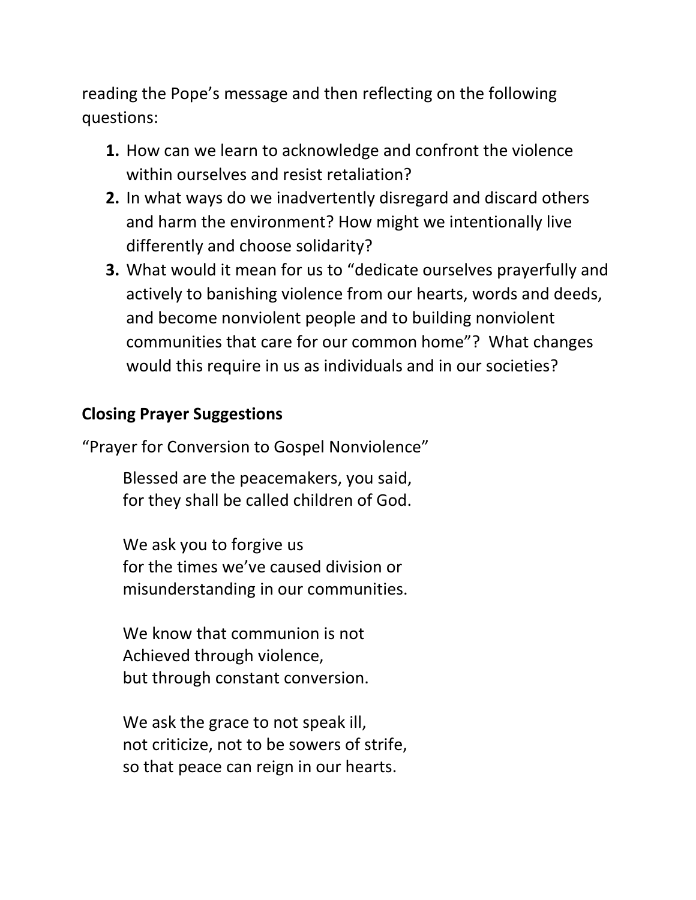reading the Pope's message and then reflecting on the following questions:

1. How can we learn to acknowledge and confront the violence within ourselves and resist retaliation?
2. In what ways do we inadvertently disregard and discard others and harm the environment? How might we intentionally live differently and choose solidarity?
3. What would it mean for us to "dedicate ourselves prayerfully and actively to banishing violence from our hearts, words and deeds, and become nonviolent people and to building nonviolent communities that care for our common home"? What changes would this require in us as individuals and in our societies?

## Closing Prayer Suggestions

"Prayer for Conversion to Gospel Nonviolence"

> Blessed are the peacemakers, you said,
> for they shall be called children of God.
>
> We ask you to forgive us
> for the times we've caused division or
> misunderstanding in our communities.
>
> We know that communion is not
> Achieved through violence,
> but through constant conversion.
>
> We ask the grace to not speak ill,
> not criticize, not to be sowers of strife,
> so that peace can reign in our hearts.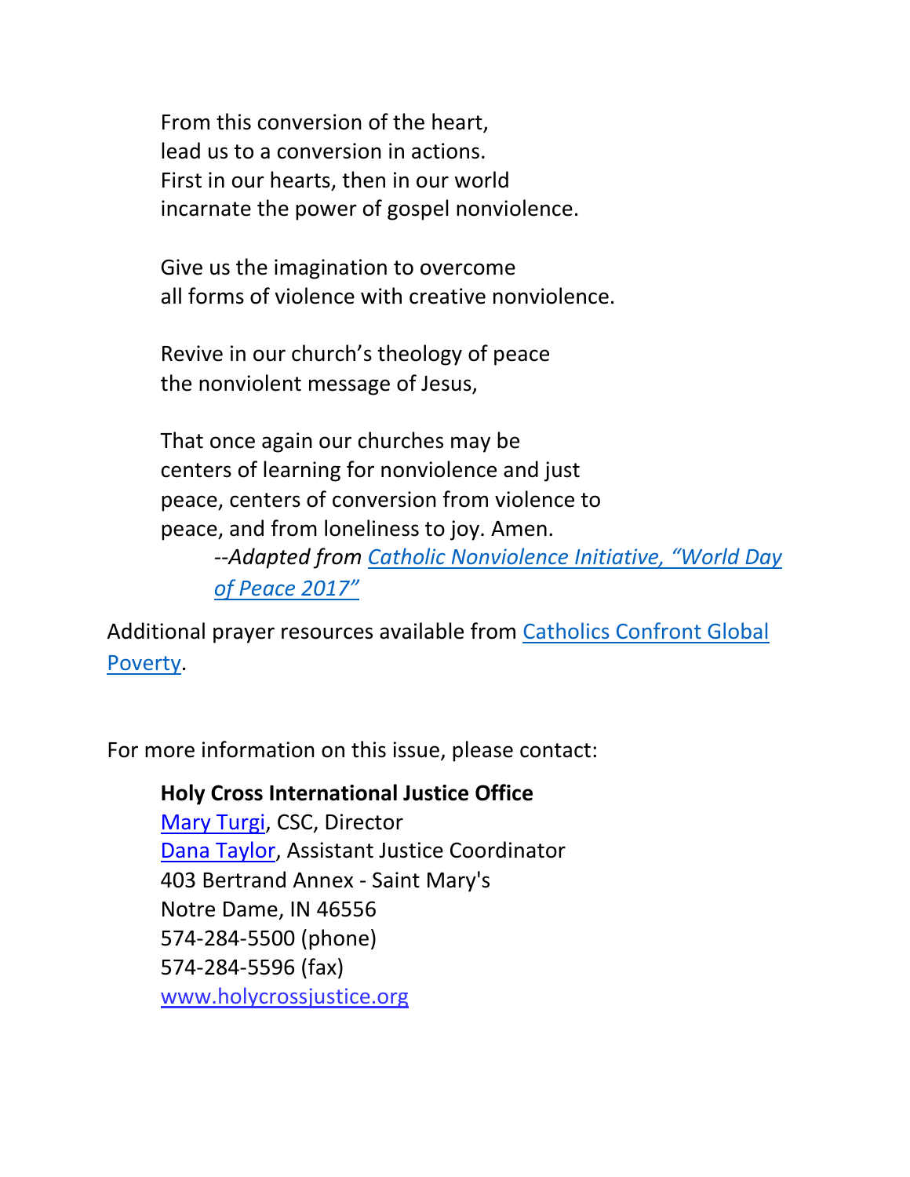From this conversion of the heart,
lead us to a conversion in actions.
First in our hearts, then in our world
incarnate the power of gospel nonviolence.

Give us the imagination to overcome
all forms of violence with creative nonviolence.

Revive in our church's theology of peace
the nonviolent message of Jesus,

That once again our churches may be
centers of learning for nonviolence and just
peace, centers of conversion from violence to
peace, and from loneliness to joy. Amen.

*--Adapted from Catholic Nonviolence Initiative, "World Day of Peace 2017"*

Additional prayer resources available from Catholics Confront Global Poverty.

For more information on this issue, please contact:

**Holy Cross International Justice Office**
Mary Turgi, CSC, Director
Dana Taylor, Assistant Justice Coordinator
403 Bertrand Annex - Saint Mary's
Notre Dame, IN 46556
574-284-5500 (phone)
574-284-5596 (fax)
www.holycrossjustice.org